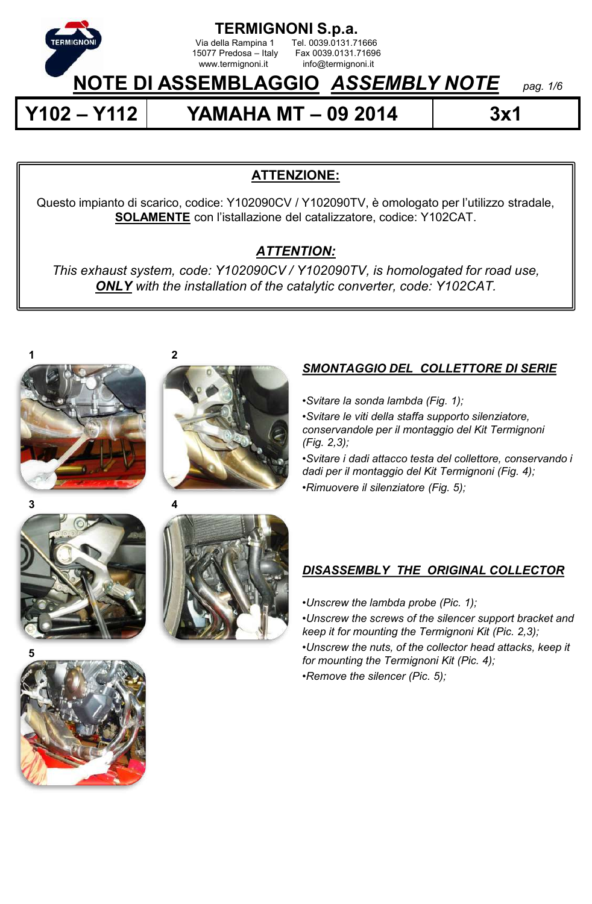**TERMIGNONI S.p.a.**
Via della Rampina 1 Tel. 0039.0131.71666
15077 Predosa – Italy Fax 0039.0131.71696
www.termignoni.it info@termignoni.it

# NOTE DI ASSEMBLAGGIO *ASSEMBLY NOTE*

| Y102 – Y112 | YAMAHA MT – 09 2014 | 3x1 |
| --- | --- | --- |

**ATTENZIONE:**

Questo impianto di scarico, codice: Y102090CV / Y102090TV, è omologato per l'utilizzo stradale, **SOLAMENTE** con l'istallazione del catalizzatore, codice: Y102CAT.

***ATTENTION:***

*This exhaust system, code: Y102090CV / Y102090TV, is homologated for road use, **ONLY** with the installation of the catalytic converter, code: Y102CAT.*

1

2

3

4

5

## *SMONTAGGIO DEL COLLETTORE DI SERIE*

- *Svitare la sonda lambda (Fig. 1);*
- *Svitare le viti della staffa supporto silenziatore, conservandole per il montaggio del Kit Termignoni (Fig. 2,3);*
- *Svitare i dadi attacco testa del collettore, conservando i dadi per il montaggio del Kit Termignoni (Fig. 4);*
- *Rimuovere il silenziatore (Fig. 5);*

## *DISASSEMBLY THE ORIGINAL COLLECTOR*

- *Unscrew the lambda probe (Pic. 1);*
- *Unscrew the screws of the silencer support bracket and keep it for mounting the Termignoni Kit (Pic. 2,3);*
- *Unscrew the nuts, of the collector head attacks, keep it for mounting the Termignoni Kit (Pic. 4);*
- *Remove the silencer (Pic. 5);*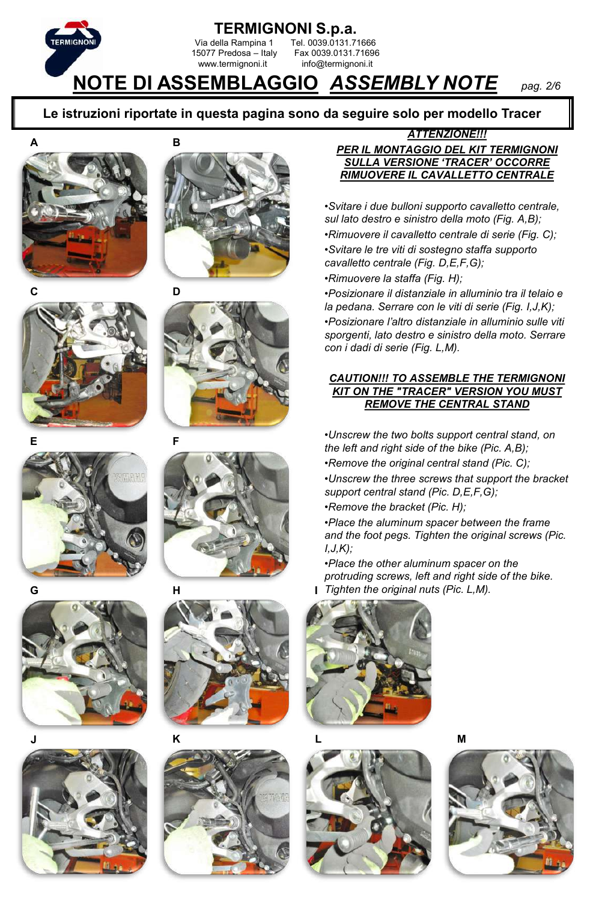# NOTE DI ASSEMBLAGGIO *ASSEMBLY NOTE*

**Le istruzioni riportate in questa pagina sono da seguire solo per modello Tracer**

***ATTENZIONE!!!***

***PER IL MONTAGGIO DEL KIT TERMIGNONI SULLA VERSIONE 'TRACER' OCCORRE RIMUOVERE IL CAVALLETTO CENTRALE***

- *Svitare i due bulloni supporto cavalletto centrale, sul lato destro e sinistro della moto (Fig. A,B);*
- *Rimuovere il cavalletto centrale di serie (Fig. C);*
- *Svitare le tre viti di sostegno staffa supporto cavalletto centrale (Fig. D,E,F,G);*
- *Rimuovere la staffa (Fig. H);*
- *Posizionare il distanziale in alluminio tra il telaio e la pedana. Serrare con le viti di serie (Fig. I,J,K);*
- *Posizionare l'altro distanziale in alluminio sulle viti sporgenti, lato destro e sinistro della moto. Serrare con i dadi di serie (Fig. L,M).*

***CAUTION!!! TO ASSEMBLE THE TERMIGNONI KIT ON THE "TRACER" VERSION YOU MUST REMOVE THE CENTRAL STAND***

- *Unscrew the two bolts support central stand, on the left and right side of the bike (Pic. A,B);*
- *Remove the original central stand (Pic. C);*
- *Unscrew the three screws that support the bracket support central stand (Pic. D,E,F,G);*
- *Remove the bracket (Pic. H);*
- *Place the aluminum spacer between the frame and the foot pegs. Tighten the original screws (Pic. I,J,K);*
- *Place the other aluminum spacer on the protruding screws, left and right side of the bike. Tighten the original nuts (Pic. L,M).*

A

B

C

D

E

F

G

H

I

J

K

L

M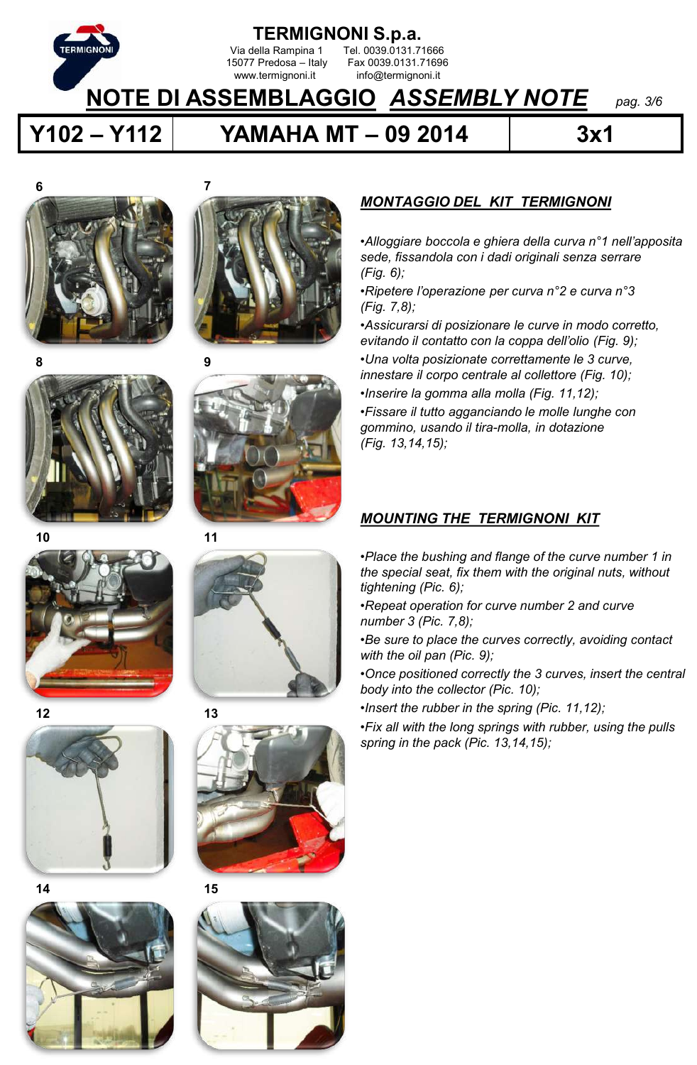# NOTE DI ASSEMBLAGGIO *ASSEMBLY NOTE*

| Y102 – Y112 | YAMAHA MT – 09 2014 | 3x1 |
|---|---|---|

6

7

8

9

10

11

12

13

14

15

## *MONTAGGIO DEL KIT TERMIGNONI*

*•Alloggiare boccola e ghiera della curva n°1 nell'apposita sede, fissandola con i dadi originali senza serrare (Fig. 6);*

*•Ripetere l'operazione per curva n°2 e curva n°3 (Fig. 7,8);*

*•Assicurarsi di posizionare le curve in modo corretto, evitando il contatto con la coppa dell'olio (Fig. 9);*

*•Una volta posizionate correttamente le 3 curve, innestare il corpo centrale al collettore (Fig. 10);*

*•Inserire la gomma alla molla (Fig. 11,12);*

*•Fissare il tutto agganciando le molle lunghe con gommino, usando il tira-molla, in dotazione (Fig. 13,14,15);*

## *MOUNTING THE TERMIGNONI KIT*

*•Place the bushing and flange of the curve number 1 in the special seat, fix them with the original nuts, without tightening (Pic. 6);*

*•Repeat operation for curve number 2 and curve number 3 (Pic. 7,8);*

*•Be sure to place the curves correctly, avoiding contact with the oil pan (Pic. 9);*

*•Once positioned correctly the 3 curves, insert the central body into the collector (Pic. 10);*

*•Insert the rubber in the spring (Pic. 11,12);*

*•Fix all with the long springs with rubber, using the pulls spring in the pack (Pic. 13,14,15);*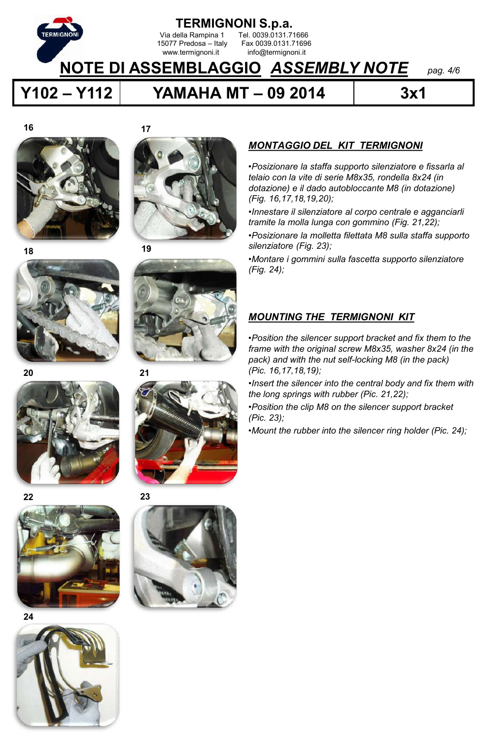**TERMIGNONI S.p.a.**
Via della Rampina 1 Tel. 0039.0131.71666
15077 Predosa – Italy Fax 0039.0131.71696
www.termignoni.it info@termignoni.it

# NOTE DI ASSEMBLAGGIO *ASSEMBLY NOTE*

| Y102 – Y112 | YAMAHA MT – 09 2014 | 3x1 |
|---|---|---|

16

17

18

19

20

21

22

23

24

## *MONTAGGIO DEL KIT TERMIGNONI*

- *Posizionare la staffa supporto silenziatore e fissarla al telaio con la vite di serie M8x35, rondella 8x24 (in dotazione) e il dado autobloccante M8 (in dotazione) (Fig. 16,17,18,19,20);*
- *Innestare il silenziatore al corpo centrale e agganciarli tramite la molla lunga con gommino (Fig. 21,22);*
- *Posizionare la molletta filettata M8 sulla staffa supporto silenziatore (Fig. 23);*
- *Montare i gommini sulla fascetta supporto silenziatore (Fig. 24);*

## *MOUNTING THE TERMIGNONI KIT*

- *Position the silencer support bracket and fix them to the frame with the original screw M8x35, washer 8x24 (in the pack) and with the nut self-locking M8 (in the pack) (Pic. 16,17,18,19);*
- *Insert the silencer into the central body and fix them with the long springs with rubber (Pic. 21,22);*
- *Position the clip M8 on the silencer support bracket (Pic. 23);*
- *Mount the rubber into the silencer ring holder (Pic. 24);*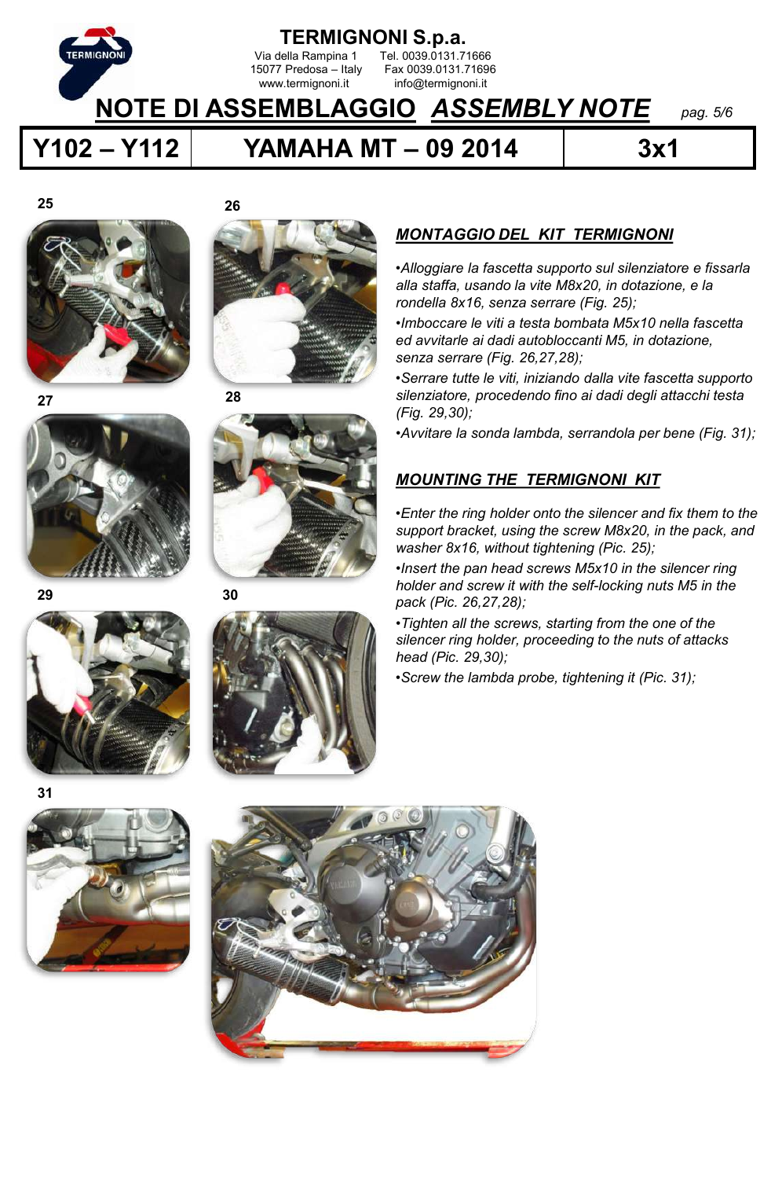# TERMIGNONI S.p.a.

Via della Rampina 1 Tel. 0039.0131.71666
15077 Predosa – Italy Fax 0039.0131.71696
www.termignoni.it info@termignoni.it

## NOTE DI ASSEMBLAGGIO *ASSEMBLY NOTE*

| Y102 – Y112 | YAMAHA MT – 09 2014 | 3x1 |
| --- | --- | --- |

25

26

27

28

29

30

31

### *MONTAGGIO DEL KIT TERMIGNONI*

*•Alloggiare la fascetta supporto sul silenziatore e fissarla alla staffa, usando la vite M8x20, in dotazione, e la rondella 8x16, senza serrare (Fig. 25);*

*•Imboccare le viti a testa bombata M5x10 nella fascetta ed avvitarle ai dadi autobloccanti M5, in dotazione, senza serrare (Fig. 26,27,28);*

*•Serrare tutte le viti, iniziando dalla vite fascetta supporto silenziatore, procedendo fino ai dadi degli attacchi testa (Fig. 29,30);*

*•Avvitare la sonda lambda, serrandola per bene (Fig. 31);*

### *MOUNTING THE TERMIGNONI KIT*

*•Enter the ring holder onto the silencer and fix them to the support bracket, using the screw M8x20, in the pack, and washer 8x16, without tightening (Pic. 25);*

*•Insert the pan head screws M5x10 in the silencer ring holder and screw it with the self-locking nuts M5 in the pack (Pic. 26,27,28);*

*•Tighten all the screws, starting from the one of the silencer ring holder, proceeding to the nuts of attacks head (Pic. 29,30);*

*•Screw the lambda probe, tightening it (Pic. 31);*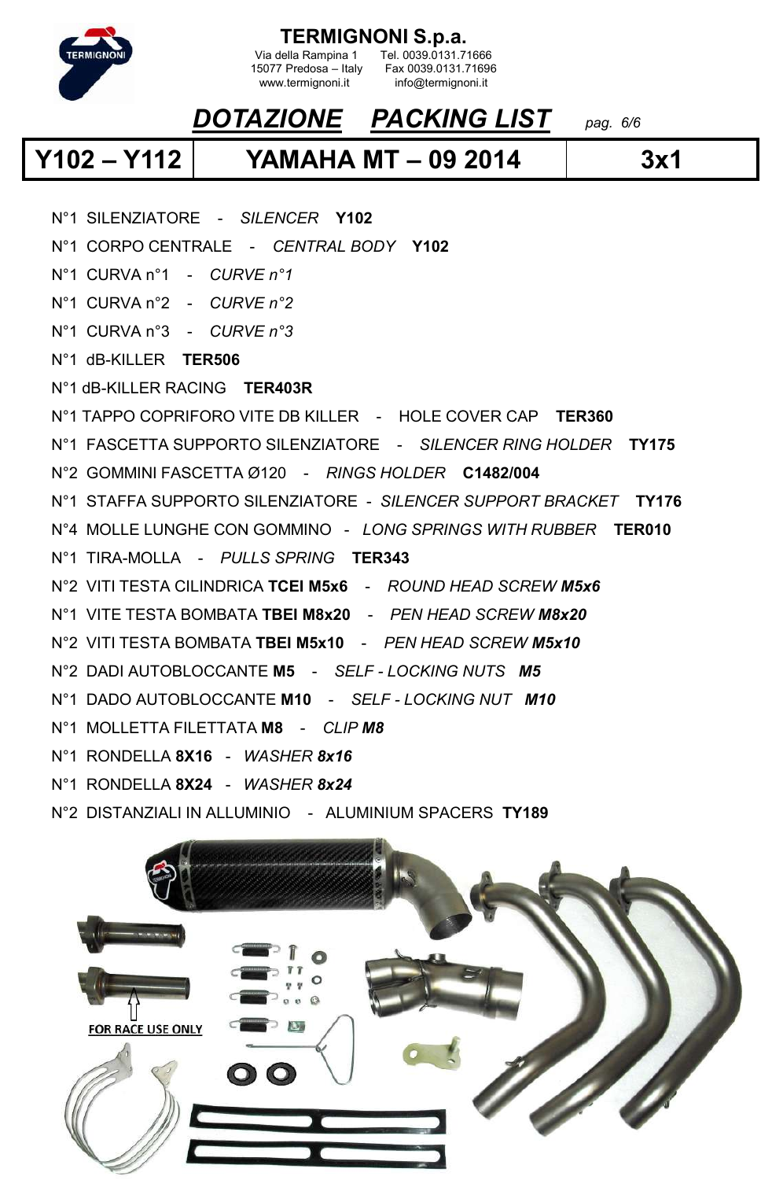# TERMIGNONI S.p.a.

Via della Rampina 1 15077 Predosa – Italy www.termignoni.it
Tel. 0039.0131.71666 Fax 0039.0131.71696 info@termignoni.it

## DOTAZIONE *PACKING LIST*

| Y102 – Y112 | YAMAHA MT – 09 2014 | 3x1 |
|---|---|---|

- N°1 SILENZIATORE - *SILENCER* **Y102**
- N°1 CORPO CENTRALE - *CENTRAL BODY* **Y102**
- N°1 CURVA n°1 - *CURVE n°1*
- N°1 CURVA n°2 - *CURVE n°2*
- N°1 CURVA n°3 - *CURVE n°3*
- N°1 dB-KILLER **TER506**
- N°1 dB-KILLER RACING **TER403R**
- N°1 TAPPO COPRIFORO VITE DB KILLER - HOLE COVER CAP **TER360**
- N°1 FASCETTA SUPPORTO SILENZIATORE - *SILENCER RING HOLDER* **TY175**
- N°2 GOMMINI FASCETTA Ø120 - *RINGS HOLDER* **C1482/004**
- N°1 STAFFA SUPPORTO SILENZIATORE - *SILENCER SUPPORT BRACKET* **TY176**
- N°4 MOLLE LUNGHE CON GOMMINO - *LONG SPRINGS WITH RUBBER* **TER010**
- N°1 TIRA-MOLLA - *PULLS SPRING* **TER343**
- N°2 VITI TESTA CILINDRICA **TCEI M5x6** - *ROUND HEAD SCREW* ***M5x6***
- N°1 VITE TESTA BOMBATA **TBEI M8x20** - *PEN HEAD SCREW* ***M8x20***
- N°2 VITI TESTA BOMBATA **TBEI M5x10** - *PEN HEAD SCREW* ***M5x10***
- N°2 DADI AUTOBLOCCANTE **M5** - *SELF - LOCKING NUTS* ***M5***
- N°1 DADO AUTOBLOCCANTE **M10** - *SELF - LOCKING NUT* ***M10***
- N°1 MOLLETTA FILETTATA **M8** - *CLIP* ***M8***
- N°1 RONDELLA **8X16** - *WASHER* ***8x16***
- N°1 RONDELLA **8X24** - *WASHER* ***8x24***
- N°2 DISTANZIALI IN ALLUMINIO - ALUMINIUM SPACERS **TY189**

FOR RACE USE ONLY